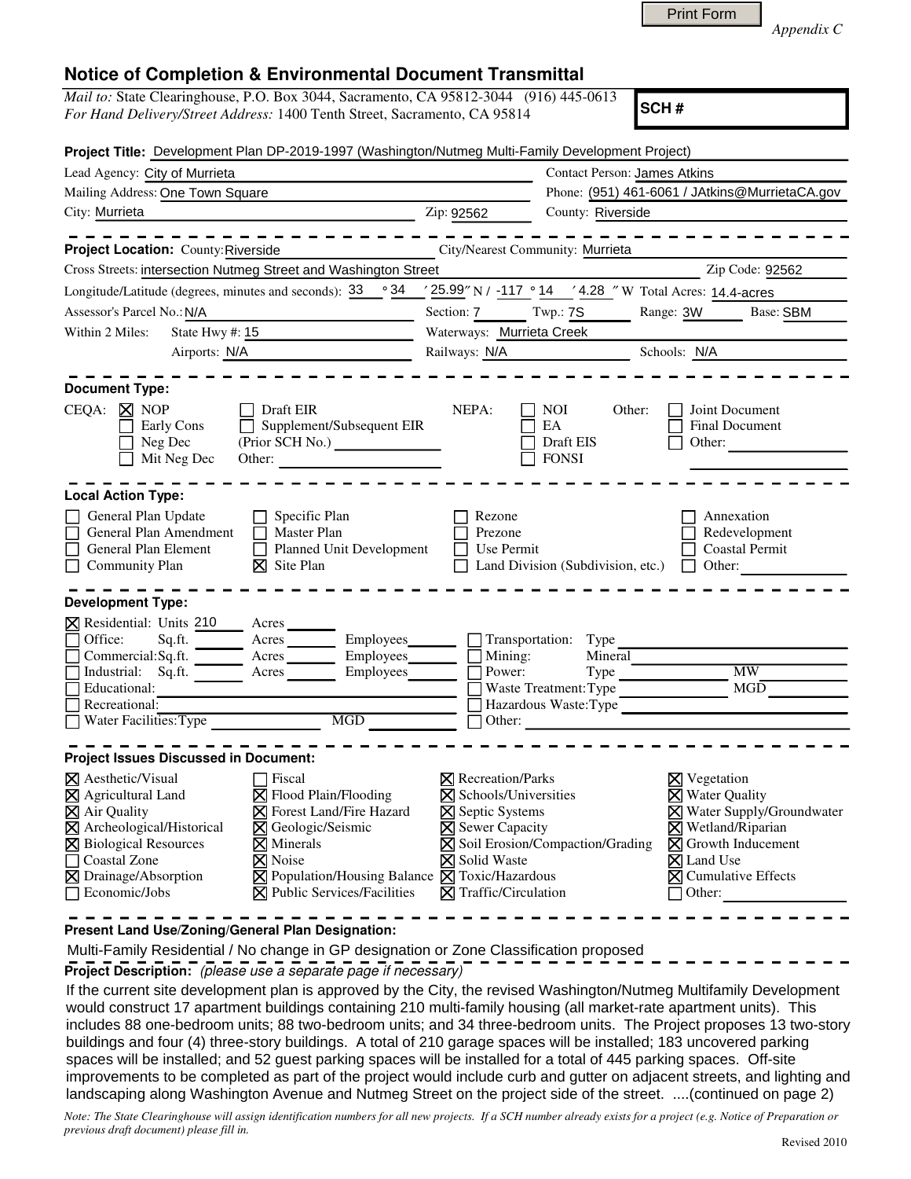*Appendix C*

# Notice of Completion & Environmental Document Transmittal

*Mail to:* State Clearinghouse, P.O. Box 3044, Sacramento, CA 95812-3044 (916) 445-0613
*For Hand Delivery/Street Address:* 1400 Tenth Street, Sacramento, CA 95814

**SCH #**

**Project Title:** Development Plan DP-2019-1997 (Washington/Nutmeg Multi-Family Development Project)

Lead Agency: City of Murrieta
Contact Person: James Atkins
Mailing Address: One Town Square
Phone: (951) 461-6061 / JAtkins@MurrietaCA.gov
City: Murrieta
Zip: 92562
County: Riverside

**Project Location:** County: Riverside
City/Nearest Community: Murrieta
Cross Streets: intersection Nutmeg Street and Washington Street
Zip Code: 92562
Longitude/Latitude (degrees, minutes and seconds): 33 ° 34 ′ 25.99″ N / -117 ° 14 ′ 4.28 ″ W Total Acres: 14.4-acres
Assessor's Parcel No.: N/A
Section: 7 Twp.: 7S Range: 3W Base: SBM
Within 2 Miles: State Hwy #: 15
Waterways: Murrieta Creek
Airports: N/A
Railways: N/A
Schools: N/A

**Document Type:**

CEQA: ☒ NOP ☐ Early Cons ☐ Neg Dec ☐ Mit Neg Dec ☐ Draft EIR ☐ Supplement/Subsequent EIR (Prior SCH No.) Other:

NEPA: ☐ NOI ☐ EA ☐ Draft EIS ☐ FONSI

Other: ☐ Joint Document ☐ Final Document ☐ Other:

**Local Action Type:**

☐ General Plan Update
☐ General Plan Amendment
☐ General Plan Element
☐ Community Plan
☐ Specific Plan
☐ Master Plan
☐ Planned Unit Development
☒ Site Plan
☐ Rezone
☐ Prezone
☐ Use Permit
☐ Land Division (Subdivision, etc.)
☐ Annexation
☐ Redevelopment
☐ Coastal Permit
☐ Other:

**Development Type:**

☒ Residential: Units 210 Acres
☐ Office: Sq.ft. Acres Employees
☐ Commercial: Sq.ft. Acres Employees
☐ Industrial: Sq.ft. Acres Employees
☐ Educational:
☐ Recreational:
☐ Water Facilities: Type MGD
☐ Transportation: Type
☐ Mining: Mineral
☐ Power: Type MW
☐ Waste Treatment: Type MGD
☐ Hazardous Waste: Type
☐ Other:

**Project Issues Discussed in Document:**

☒ Aesthetic/Visual
☒ Agricultural Land
☒ Air Quality
☒ Archeological/Historical
☒ Biological Resources
☐ Coastal Zone
☒ Drainage/Absorption
☐ Economic/Jobs
☐ Fiscal
☒ Flood Plain/Flooding
☒ Forest Land/Fire Hazard
☒ Geologic/Seismic
☒ Minerals
☒ Noise
☒ Population/Housing Balance
☒ Public Services/Facilities
☒ Recreation/Parks
☒ Schools/Universities
☒ Septic Systems
☒ Sewer Capacity
☒ Soil Erosion/Compaction/Grading
☒ Solid Waste
☒ Toxic/Hazardous
☒ Traffic/Circulation
☒ Vegetation
☒ Water Quality
☒ Water Supply/Groundwater
☒ Wetland/Riparian
☒ Growth Inducement
☒ Land Use
☒ Cumulative Effects
☐ Other:

**Present Land Use/Zoning/General Plan Designation:**

Multi-Family Residential / No change in GP designation or Zone Classification proposed

**Project Description:** *(please use a separate page if necessary)*

If the current site development plan is approved by the City, the revised Washington/Nutmeg Multifamily Development would construct 17 apartment buildings containing 210 multi-family housing (all market-rate apartment units). This includes 88 one-bedroom units; 88 two-bedroom units; and 34 three-bedroom units. The Project proposes 13 two-story buildings and four (4) three-story buildings. A total of 210 garage spaces will be installed; 183 uncovered parking spaces will be installed; and 52 guest parking spaces will be installed for a total of 445 parking spaces. Off-site improvements to be completed as part of the project would include curb and gutter on adjacent streets, and lighting and landscaping along Washington Avenue and Nutmeg Street on the project side of the street. ....(continued on page 2)

*Note: The State Clearinghouse will assign identification numbers for all new projects. If a SCH number already exists for a project (e.g. Notice of Preparation or previous draft document) please fill in.*

Revised 2010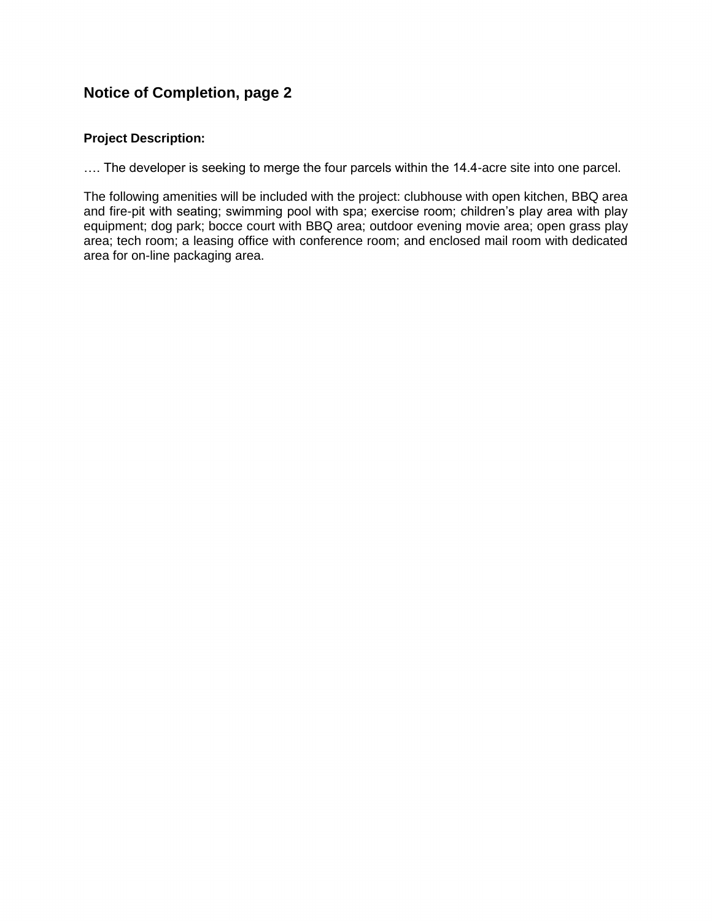## Notice of Completion, page 2

**Project Description:**

…. The developer is seeking to merge the four parcels within the 14.4-acre site into one parcel.

The following amenities will be included with the project: clubhouse with open kitchen, BBQ area and fire-pit with seating; swimming pool with spa; exercise room; children's play area with play equipment; dog park; bocce court with BBQ area; outdoor evening movie area; open grass play area; tech room; a leasing office with conference room; and enclosed mail room with dedicated area for on-line packaging area.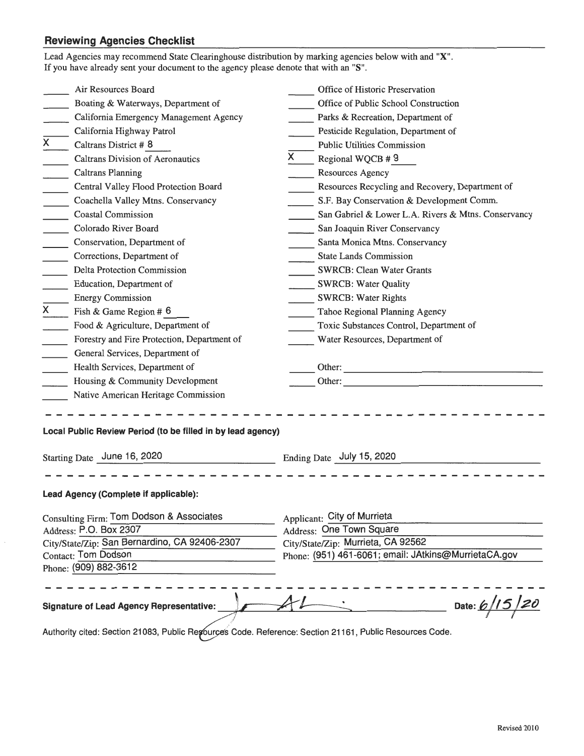## Reviewing Agencies Checklist

Lead Agencies may recommend State Clearinghouse distribution by marking agencies below with and "X".
If you have already sent your document to the agency please denote that with an "S".

- ____ Air Resources Board
- ____ Boating & Waterways, Department of
- ____ California Emergency Management Agency
- ____ California Highway Patrol
- X Caltrans District # 8
- ____ Caltrans Division of Aeronautics
- ____ Caltrans Planning
- ____ Central Valley Flood Protection Board
- ____ Coachella Valley Mtns. Conservancy
- ____ Coastal Commission
- ____ Colorado River Board
- ____ Conservation, Department of
- ____ Corrections, Department of
- ____ Delta Protection Commission
- ____ Education, Department of
- ____ Energy Commission
- X Fish & Game Region # 6
- ____ Food & Agriculture, Department of
- ____ Forestry and Fire Protection, Department of
- ____ General Services, Department of
- ____ Health Services, Department of
- ____ Housing & Community Development
- ____ Native American Heritage Commission
- ____ Office of Historic Preservation
- ____ Office of Public School Construction
- ____ Parks & Recreation, Department of
- ____ Pesticide Regulation, Department of
- ____ Public Utilities Commission
- X Regional WQCB # 9
- ____ Resources Agency
- ____ Resources Recycling and Recovery, Department of
- ____ S.F. Bay Conservation & Development Comm.
- ____ San Gabriel & Lower L.A. Rivers & Mtns. Conservancy
- ____ San Joaquin River Conservancy
- ____ Santa Monica Mtns. Conservancy
- ____ State Lands Commission
- ____ SWRCB: Clean Water Grants
- ____ SWRCB: Water Quality
- ____ SWRCB: Water Rights
- ____ Tahoe Regional Planning Agency
- ____ Toxic Substances Control, Department of
- ____ Water Resources, Department of
- ____ Other: ____________
- ____ Other: ____________

---

**Local Public Review Period (to be filled in by lead agency)**

Starting Date June 16, 2020 | Ending Date July 15, 2020

---

**Lead Agency (Complete if applicable):**

Consulting Firm: Tom Dodson & Associates
Address: P.O. Box 2307
City/State/Zip: San Bernardino, CA 92406-2307
Contact: Tom Dodson
Phone: (909) 882-3612

Applicant: City of Murrieta
Address: One Town Square
City/State/Zip: Murrieta, CA 92562
Phone: (951) 461-6061; email: JAtkins@MurrietaCA.gov

---

**Signature of Lead Agency Representative:** [signature] **Date:** 6/15/20

Authority cited: Section 21083, Public Resources Code. Reference: Section 21161, Public Resources Code.

Revised 2010